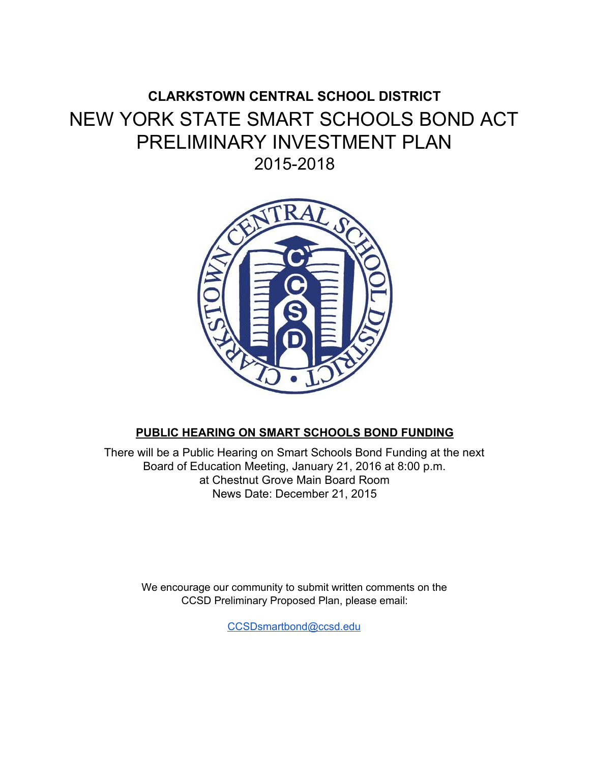# CLARKSTOWN CENTRAL SCHOOL DISTRICT

# NEW YORK STATE SMART SCHOOLS BOND ACT PRELIMINARY INVESTMENT PLAN

## 2015-2018

**PUBLIC HEARING ON SMART SCHOOLS BOND FUNDING**

There will be a Public Hearing on Smart Schools Bond Funding at the next Board of Education Meeting, January 21, 2016 at 8:00 p.m. at Chestnut Grove Main Board Room
News Date: December 21, 2015

We encourage our community to submit written comments on the CCSD Preliminary Proposed Plan, please email:

CCSDsmartbond@ccsd.edu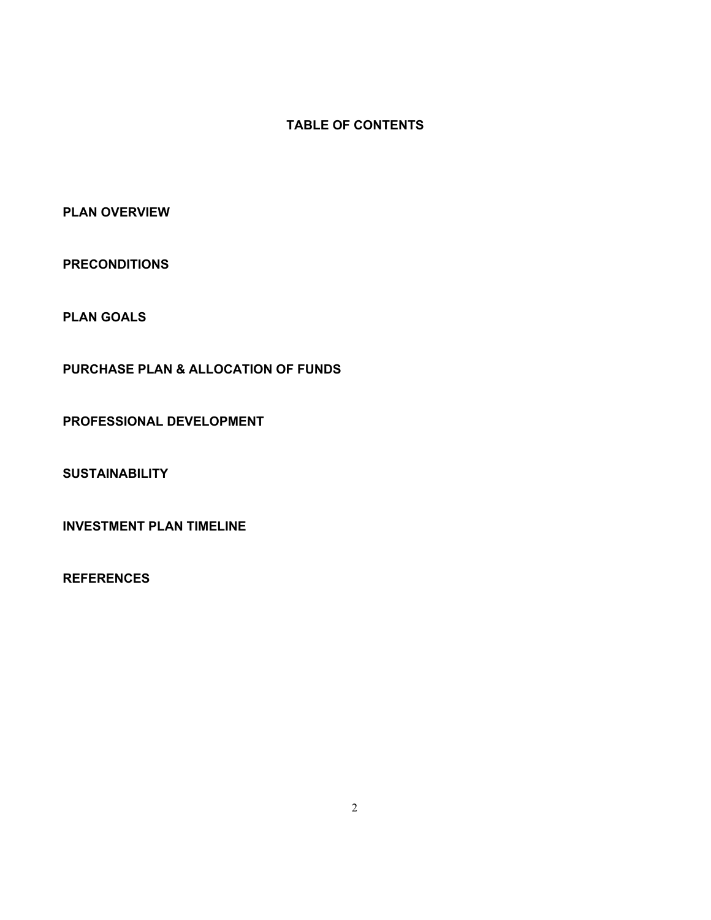## TABLE OF CONTENTS

**PLAN OVERVIEW**

**PRECONDITIONS**

**PLAN GOALS**

**PURCHASE PLAN & ALLOCATION OF FUNDS**

**PROFESSIONAL DEVELOPMENT**

**SUSTAINABILITY**

**INVESTMENT PLAN TIMELINE**

**REFERENCES**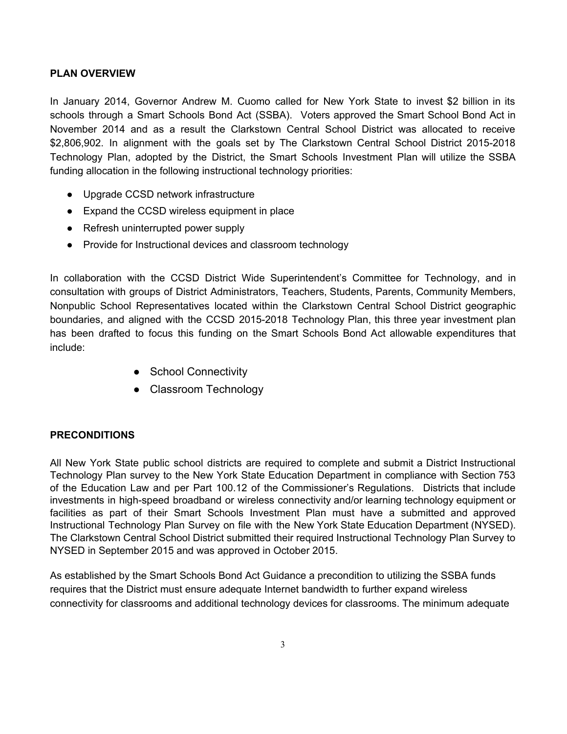**PLAN OVERVIEW**

In January 2014, Governor Andrew M. Cuomo called for New York State to invest $2 billion in its schools through a Smart Schools Bond Act (SSBA). Voters approved the Smart School Bond Act in November 2014 and as a result the Clarkstown Central School District was allocated to receive $2,806,902. In alignment with the goals set by The Clarkstown Central School District 2015-2018 Technology Plan, adopted by the District, the Smart Schools Investment Plan will utilize the SSBA funding allocation in the following instructional technology priorities:

- Upgrade CCSD network infrastructure
- Expand the CCSD wireless equipment in place
- Refresh uninterrupted power supply
- Provide for Instructional devices and classroom technology

In collaboration with the CCSD District Wide Superintendent's Committee for Technology, and in consultation with groups of District Administrators, Teachers, Students, Parents, Community Members, Nonpublic School Representatives located within the Clarkstown Central School District geographic boundaries, and aligned with the CCSD 2015-2018 Technology Plan, this three year investment plan has been drafted to focus this funding on the Smart Schools Bond Act allowable expenditures that include:

- School Connectivity
- Classroom Technology

**PRECONDITIONS**

All New York State public school districts are required to complete and submit a District Instructional Technology Plan survey to the New York State Education Department in compliance with Section 753 of the Education Law and per Part 100.12 of the Commissioner's Regulations. Districts that include investments in high-speed broadband or wireless connectivity and/or learning technology equipment or facilities as part of their Smart Schools Investment Plan must have a submitted and approved Instructional Technology Plan Survey on file with the New York State Education Department (NYSED). The Clarkstown Central School District submitted their required Instructional Technology Plan Survey to NYSED in September 2015 and was approved in October 2015.

As established by the Smart Schools Bond Act Guidance a precondition to utilizing the SSBA funds requires that the District must ensure adequate Internet bandwidth to further expand wireless connectivity for classrooms and additional technology devices for classrooms. The minimum adequate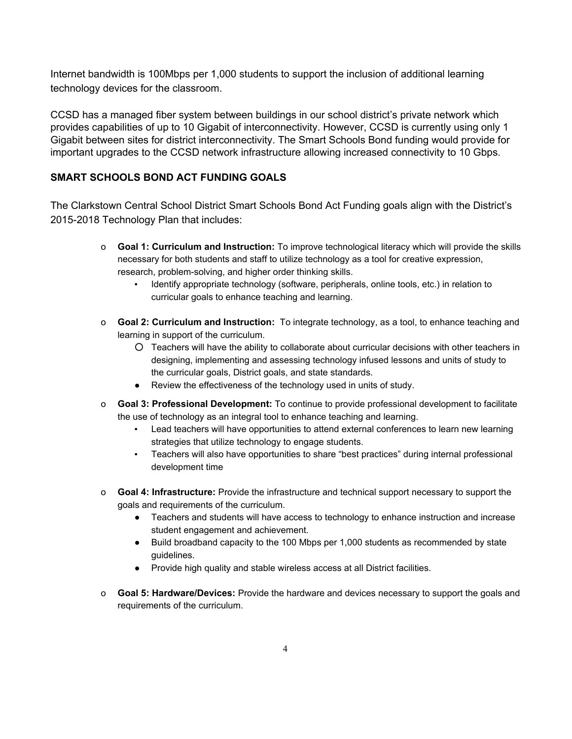Internet bandwidth is 100Mbps per 1,000 students to support the inclusion of additional learning technology devices for the classroom.

CCSD has a managed fiber system between buildings in our school district's private network which provides capabilities of up to 10 Gigabit of interconnectivity. However, CCSD is currently using only 1 Gigabit between sites for district interconnectivity. The Smart Schools Bond funding would provide for important upgrades to the CCSD network infrastructure allowing increased connectivity to 10 Gbps.

**SMART SCHOOLS BOND ACT FUNDING GOALS**

The Clarkstown Central School District Smart Schools Bond Act Funding goals align with the District's 2015-2018 Technology Plan that includes:

- **Goal 1: Curriculum and Instruction:** To improve technological literacy which will provide the skills necessary for both students and staff to utilize technology as a tool for creative expression, research, problem-solving, and higher order thinking skills.
  - Identify appropriate technology (software, peripherals, online tools, etc.) in relation to curricular goals to enhance teaching and learning.

- **Goal 2: Curriculum and Instruction:** To integrate technology, as a tool, to enhance teaching and learning in support of the curriculum.
  - Teachers will have the ability to collaborate about curricular decisions with other teachers in designing, implementing and assessing technology infused lessons and units of study to the curricular goals, District goals, and state standards.
  - Review the effectiveness of the technology used in units of study.

- **Goal 3: Professional Development:** To continue to provide professional development to facilitate the use of technology as an integral tool to enhance teaching and learning.
  - Lead teachers will have opportunities to attend external conferences to learn new learning strategies that utilize technology to engage students.
  - Teachers will also have opportunities to share "best practices" during internal professional development time

- **Goal 4: Infrastructure:** Provide the infrastructure and technical support necessary to support the goals and requirements of the curriculum.
  - Teachers and students will have access to technology to enhance instruction and increase student engagement and achievement.
  - Build broadband capacity to the 100 Mbps per 1,000 students as recommended by state guidelines.
  - Provide high quality and stable wireless access at all District facilities.

- **Goal 5: Hardware/Devices:** Provide the hardware and devices necessary to support the goals and requirements of the curriculum.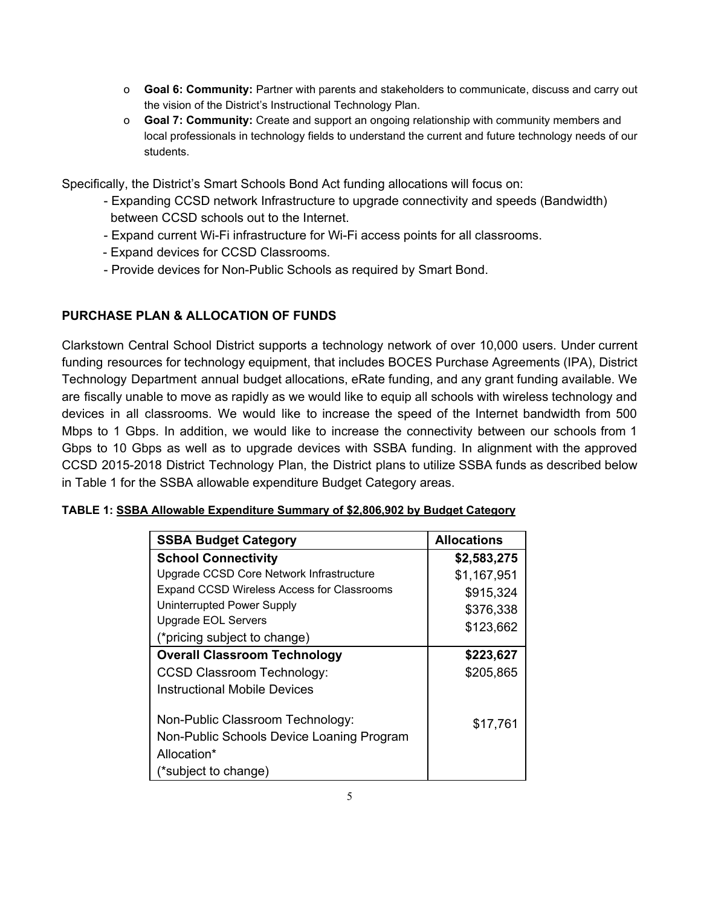- **Goal 6: Community:** Partner with parents and stakeholders to communicate, discuss and carry out the vision of the District's Instructional Technology Plan.
- **Goal 7: Community:** Create and support an ongoing relationship with community members and local professionals in technology fields to understand the current and future technology needs of our students.

Specifically, the District's Smart Schools Bond Act funding allocations will focus on:

- Expanding CCSD network Infrastructure to upgrade connectivity and speeds (Bandwidth) between CCSD schools out to the Internet.
- Expand current Wi-Fi infrastructure for Wi-Fi access points for all classrooms.
- Expand devices for CCSD Classrooms.
- Provide devices for Non-Public Schools as required by Smart Bond.

## PURCHASE PLAN & ALLOCATION OF FUNDS

Clarkstown Central School District supports a technology network of over 10,000 users. Under current funding resources for technology equipment, that includes BOCES Purchase Agreements (IPA), District Technology Department annual budget allocations, eRate funding, and any grant funding available. We are fiscally unable to move as rapidly as we would like to equip all schools with wireless technology and devices in all classrooms. We would like to increase the speed of the Internet bandwidth from 500 Mbps to 1 Gbps. In addition, we would like to increase the connectivity between our schools from 1 Gbps to 10 Gbps as well as to upgrade devices with SSBA funding. In alignment with the approved CCSD 2015-2018 District Technology Plan, the District plans to utilize SSBA funds as described below in Table 1 for the SSBA allowable expenditure Budget Category areas.

**TABLE 1: SSBA Allowable Expenditure Summary of $2,806,902 by Budget Category**

| SSBA Budget Category | Allocations |
|---|---|
| **School Connectivity** | **$2,583,275** |
| Upgrade CCSD Core Network Infrastructure | $1,167,951 |
| Expand CCSD Wireless Access for Classrooms | $915,324 |
| Uninterrupted Power Supply | $376,338 |
| Upgrade EOL Servers | $123,662 |
| (*pricing subject to change) | |
| **Overall Classroom Technology** | **$223,627** |
| CCSD Classroom Technology: Instructional Mobile Devices | $205,865 |
| Non-Public Classroom Technology: Non-Public Schools Device Loaning Program Allocation* (*subject to change) | $17,761 |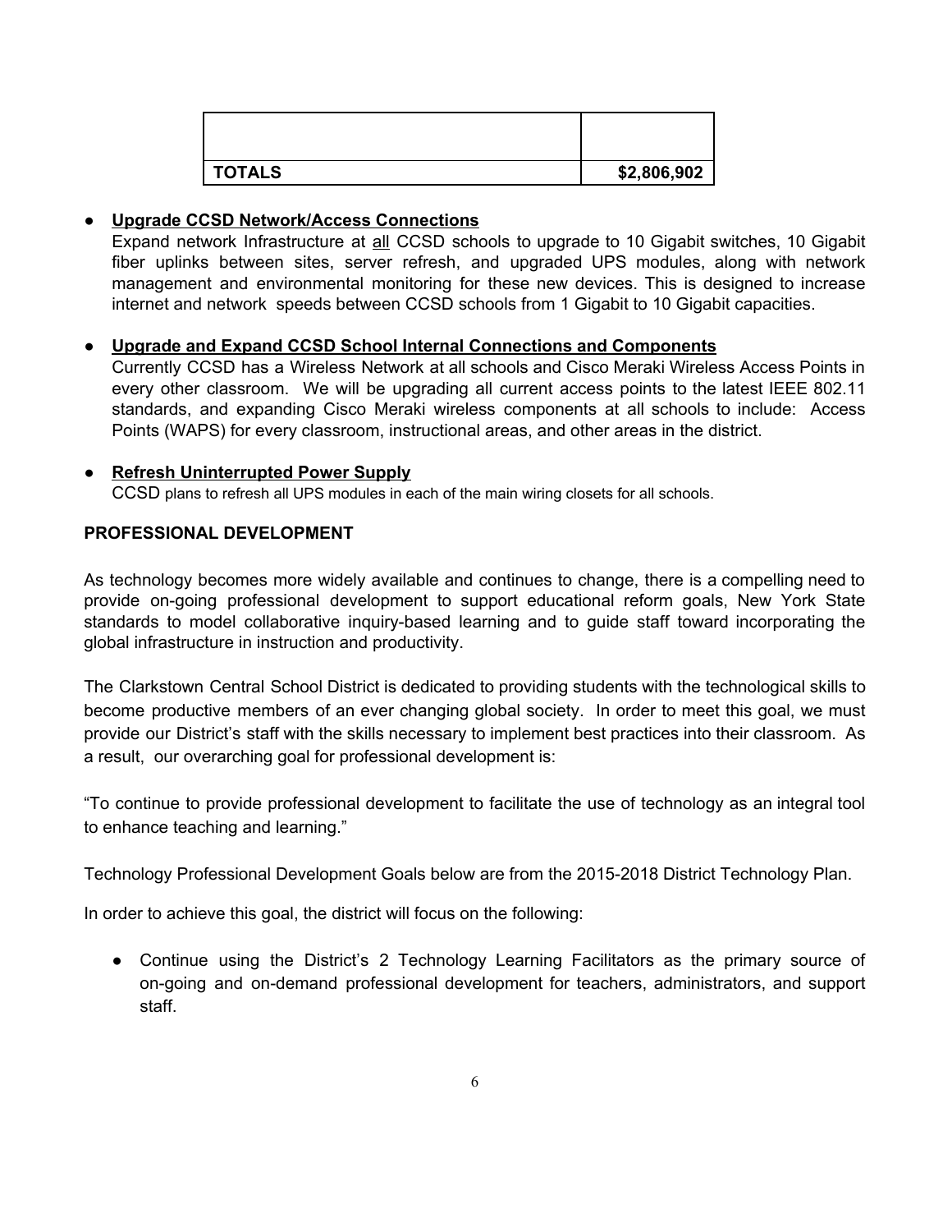| | |
|---|---|
| | |
| **TOTALS** | **$2,806,902** |

- **Upgrade CCSD Network/Access Connections**
  Expand network Infrastructure at all CCSD schools to upgrade to 10 Gigabit switches, 10 Gigabit fiber uplinks between sites, server refresh, and upgraded UPS modules, along with network management and environmental monitoring for these new devices. This is designed to increase internet and network speeds between CCSD schools from 1 Gigabit to 10 Gigabit capacities.

- **Upgrade and Expand CCSD School Internal Connections and Components**
  Currently CCSD has a Wireless Network at all schools and Cisco Meraki Wireless Access Points in every other classroom. We will be upgrading all current access points to the latest IEEE 802.11 standards, and expanding Cisco Meraki wireless components at all schools to include: Access Points (WAPS) for every classroom, instructional areas, and other areas in the district.

- **Refresh Uninterrupted Power Supply**
  CCSD plans to refresh all UPS modules in each of the main wiring closets for all schools.

**PROFESSIONAL DEVELOPMENT**

As technology becomes more widely available and continues to change, there is a compelling need to provide on-going professional development to support educational reform goals, New York State standards to model collaborative inquiry-based learning and to guide staff toward incorporating the global infrastructure in instruction and productivity.

The Clarkstown Central School District is dedicated to providing students with the technological skills to become productive members of an ever changing global society. In order to meet this goal, we must provide our District's staff with the skills necessary to implement best practices into their classroom. As a result, our overarching goal for professional development is:

"To continue to provide professional development to facilitate the use of technology as an integral tool to enhance teaching and learning."

Technology Professional Development Goals below are from the 2015-2018 District Technology Plan.

In order to achieve this goal, the district will focus on the following:

- Continue using the District's 2 Technology Learning Facilitators as the primary source of on-going and on-demand professional development for teachers, administrators, and support staff.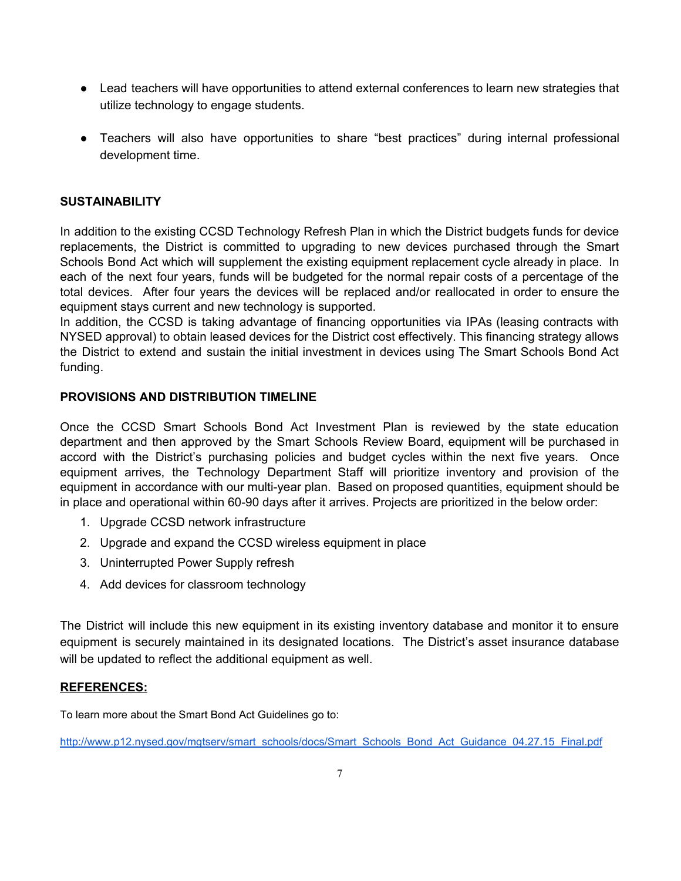- Lead teachers will have opportunities to attend external conferences to learn new strategies that utilize technology to engage students.
- Teachers will also have opportunities to share "best practices" during internal professional development time.

**SUSTAINABILITY**

In addition to the existing CCSD Technology Refresh Plan in which the District budgets funds for device replacements, the District is committed to upgrading to new devices purchased through the Smart Schools Bond Act which will supplement the existing equipment replacement cycle already in place. In each of the next four years, funds will be budgeted for the normal repair costs of a percentage of the total devices. After four years the devices will be replaced and/or reallocated in order to ensure the equipment stays current and new technology is supported.

In addition, the CCSD is taking advantage of financing opportunities via IPAs (leasing contracts with NYSED approval) to obtain leased devices for the District cost effectively. This financing strategy allows the District to extend and sustain the initial investment in devices using The Smart Schools Bond Act funding.

**PROVISIONS AND DISTRIBUTION TIMELINE**

Once the CCSD Smart Schools Bond Act Investment Plan is reviewed by the state education department and then approved by the Smart Schools Review Board, equipment will be purchased in accord with the District's purchasing policies and budget cycles within the next five years. Once equipment arrives, the Technology Department Staff will prioritize inventory and provision of the equipment in accordance with our multi-year plan. Based on proposed quantities, equipment should be in place and operational within 60-90 days after it arrives. Projects are prioritized in the below order:

1. Upgrade CCSD network infrastructure
2. Upgrade and expand the CCSD wireless equipment in place
3. Uninterrupted Power Supply refresh
4. Add devices for classroom technology

The District will include this new equipment in its existing inventory database and monitor it to ensure equipment is securely maintained in its designated locations. The District's asset insurance database will be updated to reflect the additional equipment as well.

**REFERENCES:**

To learn more about the Smart Bond Act Guidelines go to:

http://www.p12.nysed.gov/mgtserv/smart_schools/docs/Smart_Schools_Bond_Act_Guidance_04.27.15_Final.pdf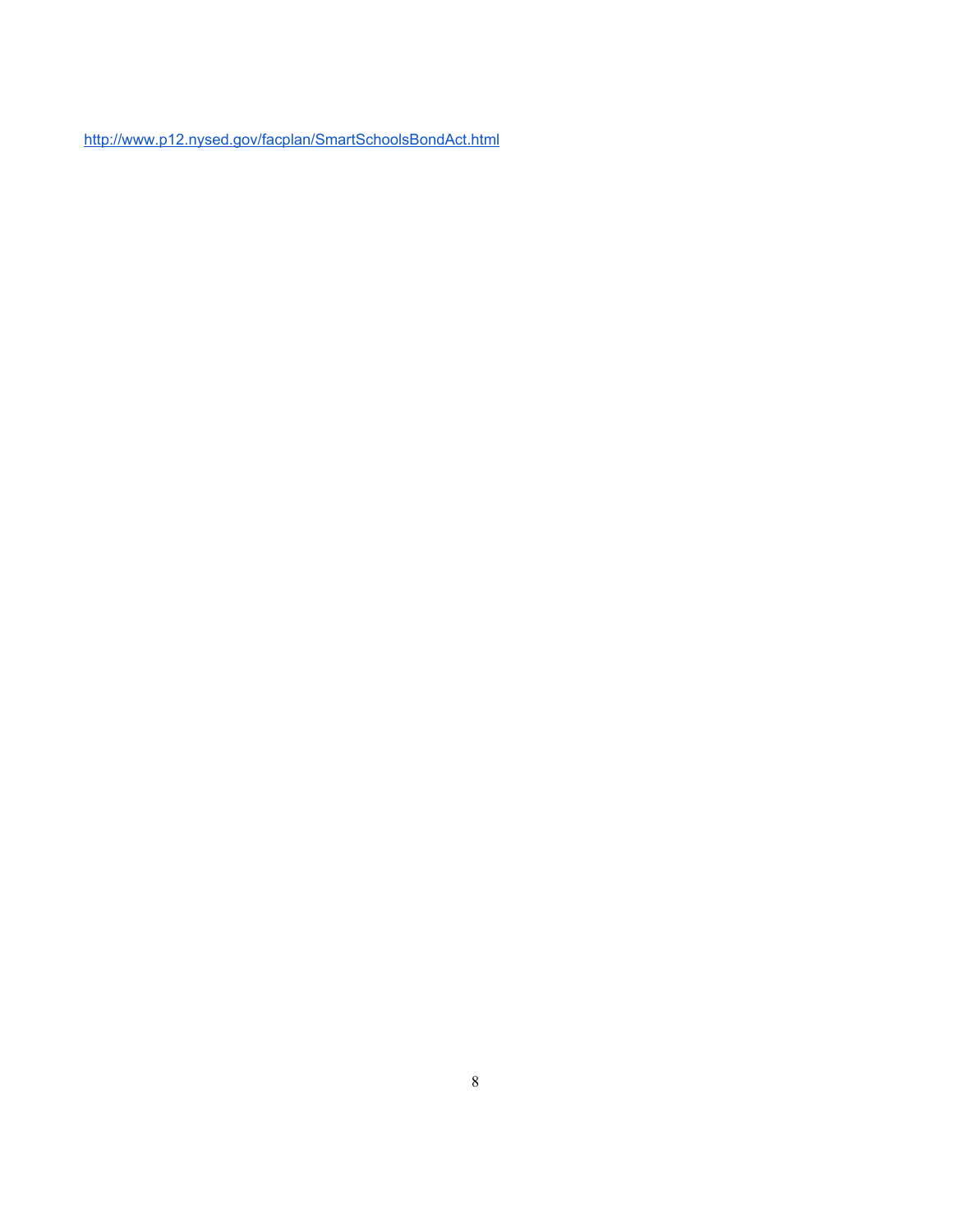http://www.p12.nysed.gov/facplan/SmartSchoolsBondAct.html